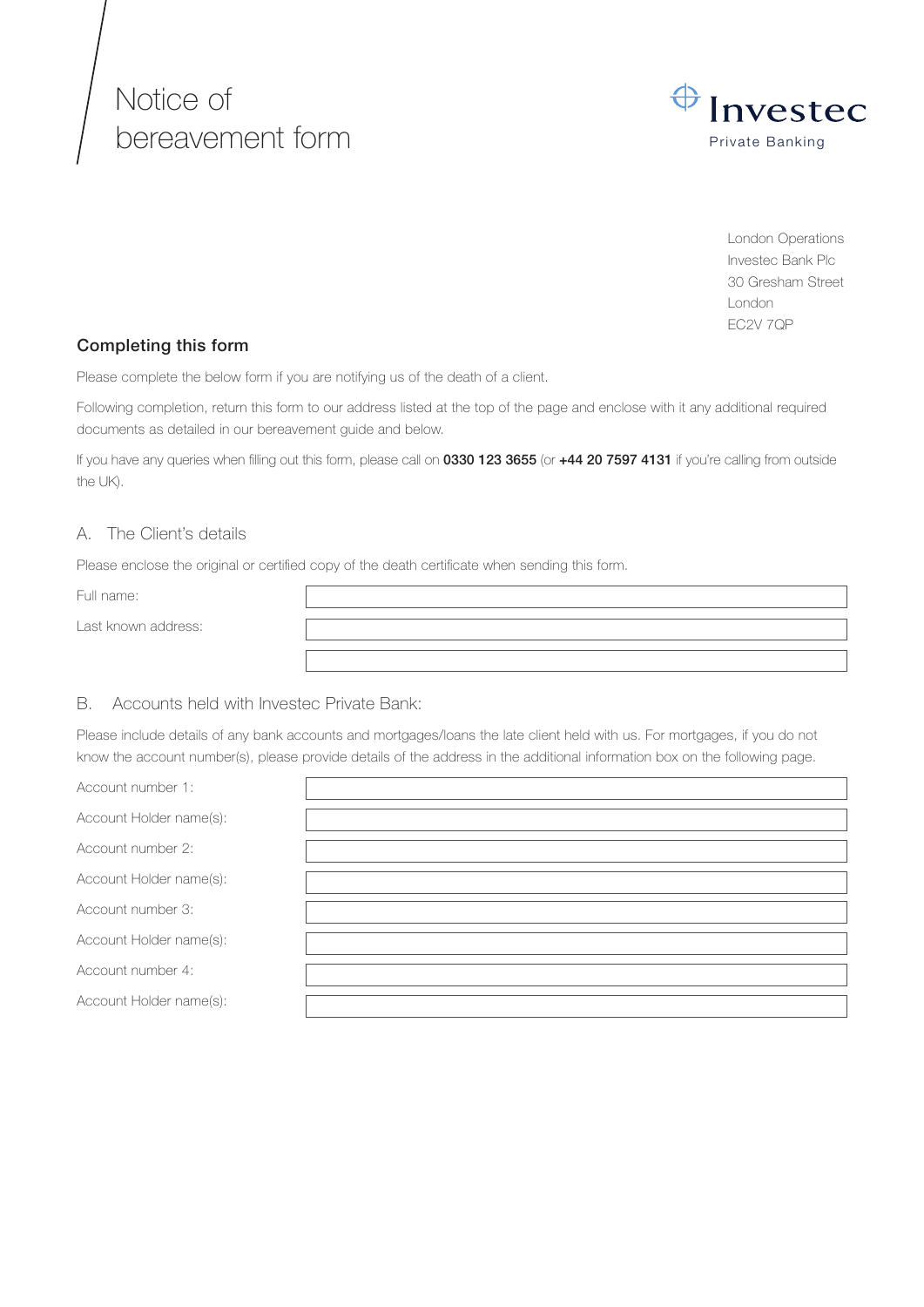# Notice of bereavement form

Investec
Private Banking

London Operations
Investec Bank Plc
30 Gresham Street
London
EC2V 7QP

## Completing this form

Please complete the below form if you are notifying us of the death of a client.

Following completion, return this form to our address listed at the top of the page and enclose with it any additional required documents as detailed in our bereavement guide and below.

If you have any queries when filling out this form, please call on **0330 123 3655** (or **+44 20 7597 4131** if you're calling from outside the UK).

## A. The Client's details

Please enclose the original or certified copy of the death certificate when sending this form.

| | |
|---|---|
| Full name: | |
| Last known address: | |
| | |

## B. Accounts held with Investec Private Bank:

Please include details of any bank accounts and mortgages/loans the late client held with us. For mortgages, if you do not know the account number(s), please provide details of the address in the additional information box on the following page.

| | |
|---|---|
| Account number 1: | |
| Account Holder name(s): | |
| Account number 2: | |
| Account Holder name(s): | |
| Account number 3: | |
| Account Holder name(s): | |
| Account number 4: | |
| Account Holder name(s): | |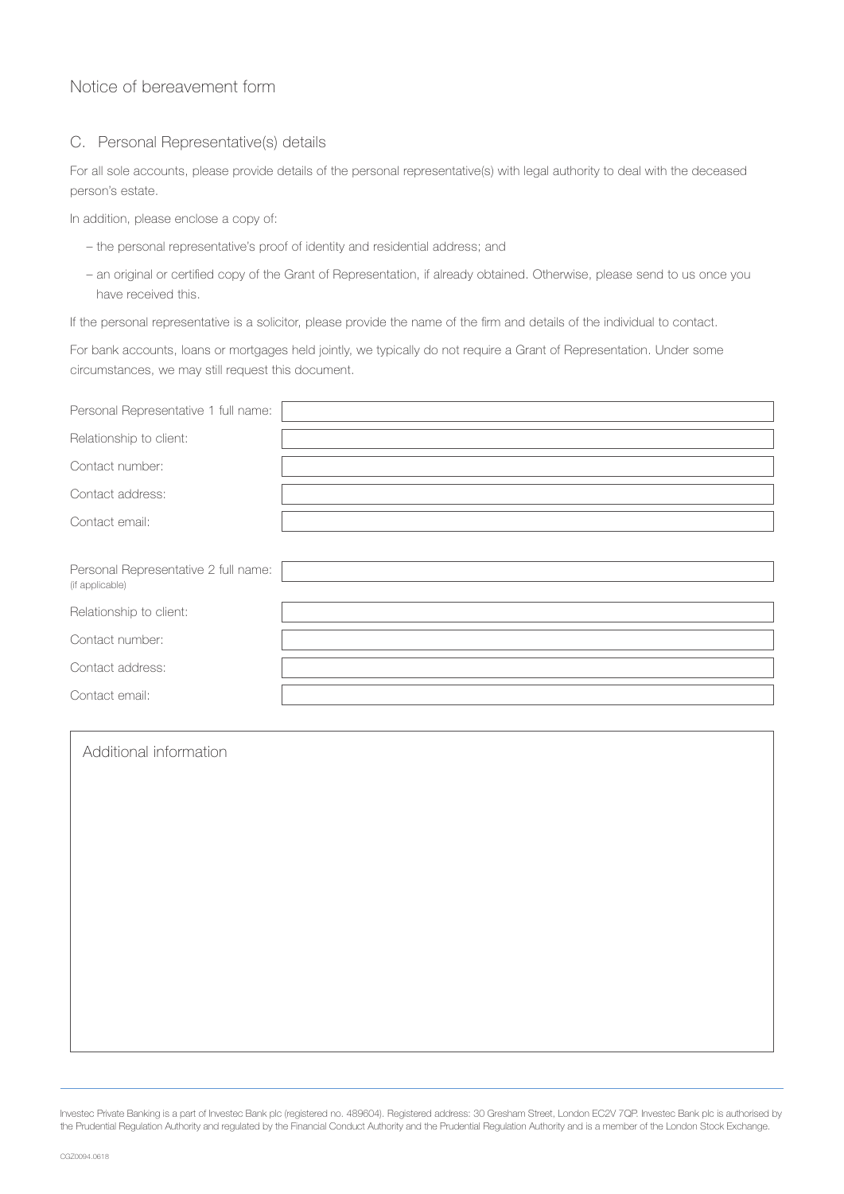# Notice of bereavement form

## C. Personal Representative(s) details

For all sole accounts, please provide details of the personal representative(s) with legal authority to deal with the deceased person's estate.

In addition, please enclose a copy of:

- the personal representative's proof of identity and residential address; and
- an original or certified copy of the Grant of Representation, if already obtained. Otherwise, please send to us once you have received this.

If the personal representative is a solicitor, please provide the name of the firm and details of the individual to contact.

For bank accounts, loans or mortgages held jointly, we typically do not require a Grant of Representation. Under some circumstances, we may still request this document.

| | |
|---|---|
| Personal Representative 1 full name: | |
| Relationship to client: | |
| Contact number: | |
| Contact address: | |
| Contact email: | |

| | |
|---|---|
| Personal Representative 2 full name: (if applicable) | |
| Relationship to client: | |
| Contact number: | |
| Contact address: | |
| Contact email: | |

Additional information

Investec Private Banking is a part of Investec Bank plc (registered no. 489604). Registered address: 30 Gresham Street, London EC2V 7QP. Investec Bank plc is authorised by the Prudential Regulation Authority and regulated by the Financial Conduct Authority and the Prudential Regulation Authority and is a member of the London Stock Exchange.

CGZ0094.0618